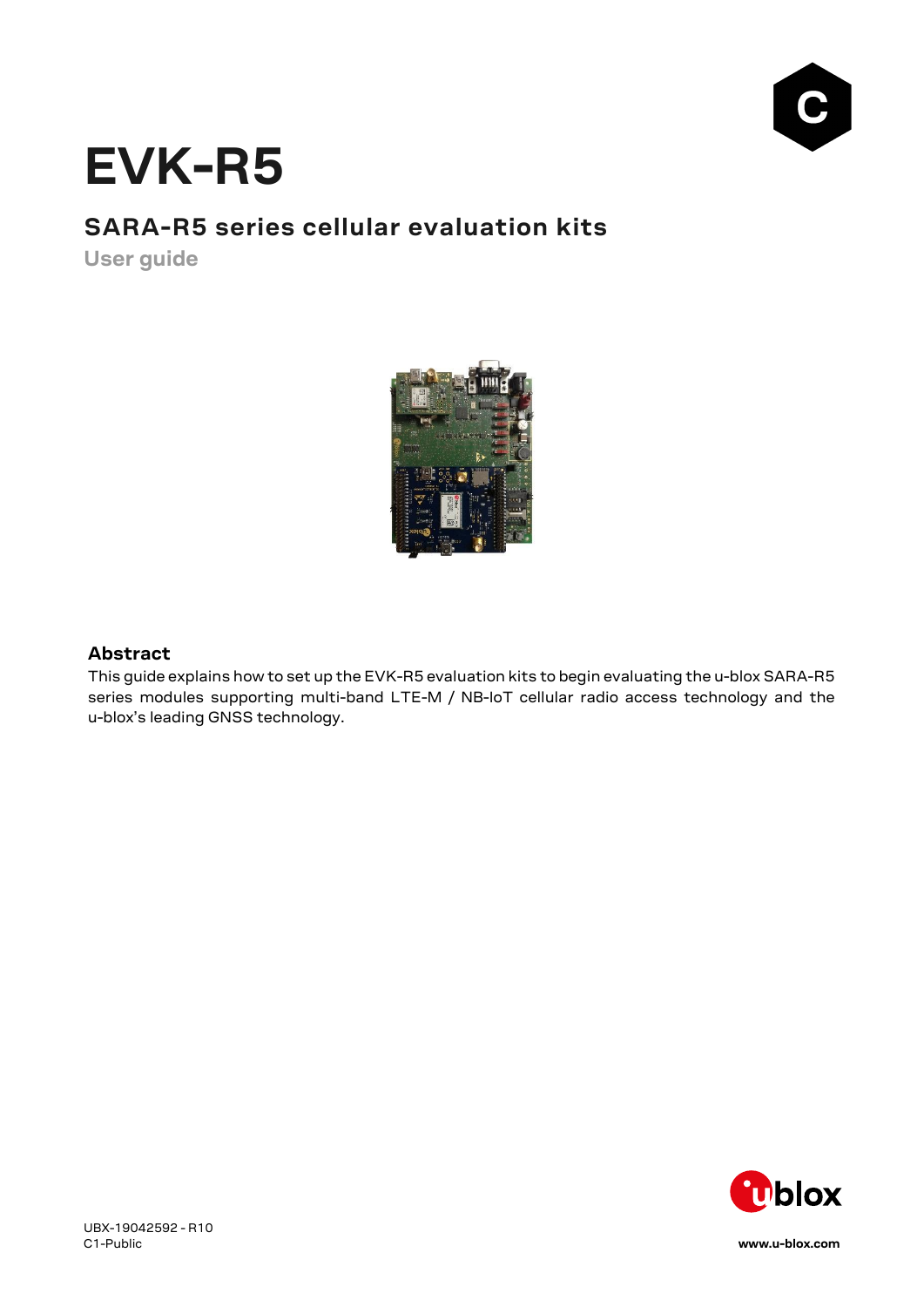# EVK-R5

## SARA-R5 series cellular evaluation kits

User guide

### Abstract

This guide explains how to set up the EVK-R5 evaluation kits to begin evaluating the u-blox SARA-R5 series modules supporting multi-band LTE-M / NB-IoT cellular radio access technology and the u-blox's leading GNSS technology.

UBX-19042592 - R10
C1-Public

www.u-blox.com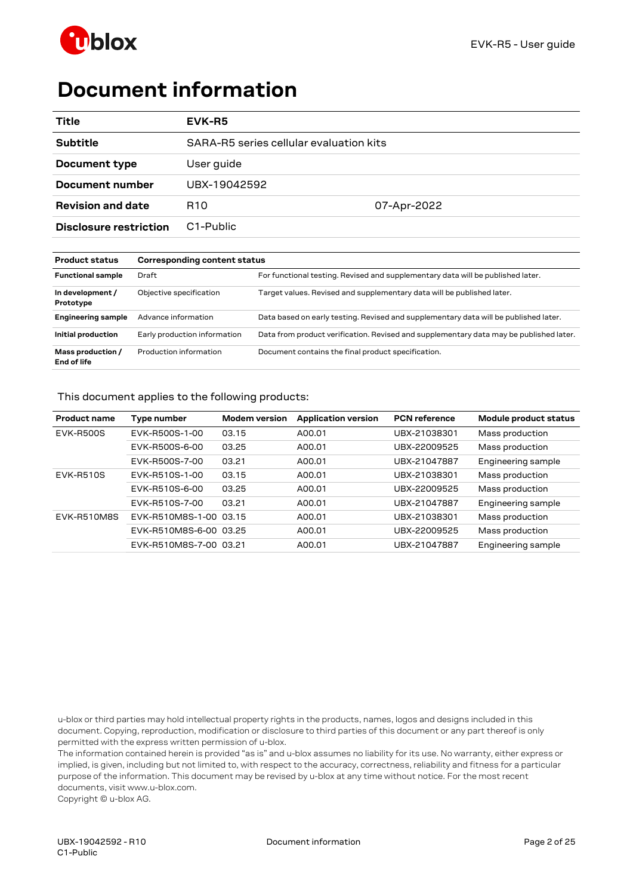# Document information

| Title | EVK-R5 | |
|---|---|---|
| Subtitle | SARA-R5 series cellular evaluation kits | |
| Document type | User guide | |
| Document number | UBX-19042592 | |
| Revision and date | R10 | 07-Apr-2022 |
| Disclosure restriction | C1-Public | |

| Product status | Corresponding content status | |
|---|---|---|
| Functional sample | Draft | For functional testing. Revised and supplementary data will be published later. |
| In development / Prototype | Objective specification | Target values. Revised and supplementary data will be published later. |
| Engineering sample | Advance information | Data based on early testing. Revised and supplementary data will be published later. |
| Initial production | Early production information | Data from product verification. Revised and supplementary data may be published later. |
| Mass production / End of life | Production information | Document contains the final product specification. |

This document applies to the following products:

| Product name | Type number | Modem version | Application version | PCN reference | Module product status |
|---|---|---|---|---|---|
| EVK-R500S | EVK-R500S-1-00 | 03.15 | A00.01 | UBX-21038301 | Mass production |
| | EVK-R500S-6-00 | 03.25 | A00.01 | UBX-22009525 | Mass production |
| | EVK-R500S-7-00 | 03.21 | A00.01 | UBX-21047887 | Engineering sample |
| EVK-R510S | EVK-R510S-1-00 | 03.15 | A00.01 | UBX-21038301 | Mass production |
| | EVK-R510S-6-00 | 03.25 | A00.01 | UBX-22009525 | Mass production |
| | EVK-R510S-7-00 | 03.21 | A00.01 | UBX-21047887 | Engineering sample |
| EVK-R510M8S | EVK-R510M8S-1-00 | 03.15 | A00.01 | UBX-21038301 | Mass production |
| | EVK-R510M8S-6-00 | 03.25 | A00.01 | UBX-22009525 | Mass production |
| | EVK-R510M8S-7-00 | 03.21 | A00.01 | UBX-21047887 | Engineering sample |

u-blox or third parties may hold intellectual property rights in the products, names, logos and designs included in this document. Copying, reproduction, modification or disclosure to third parties of this document or any part thereof is only permitted with the express written permission of u-blox.

The information contained herein is provided "as is" and u-blox assumes no liability for its use. No warranty, either express or implied, is given, including but not limited to, with respect to the accuracy, correctness, reliability and fitness for a particular purpose of the information. This document may be revised by u-blox at any time without notice. For the most recent documents, visit www.u-blox.com.

Copyright © u-blox AG.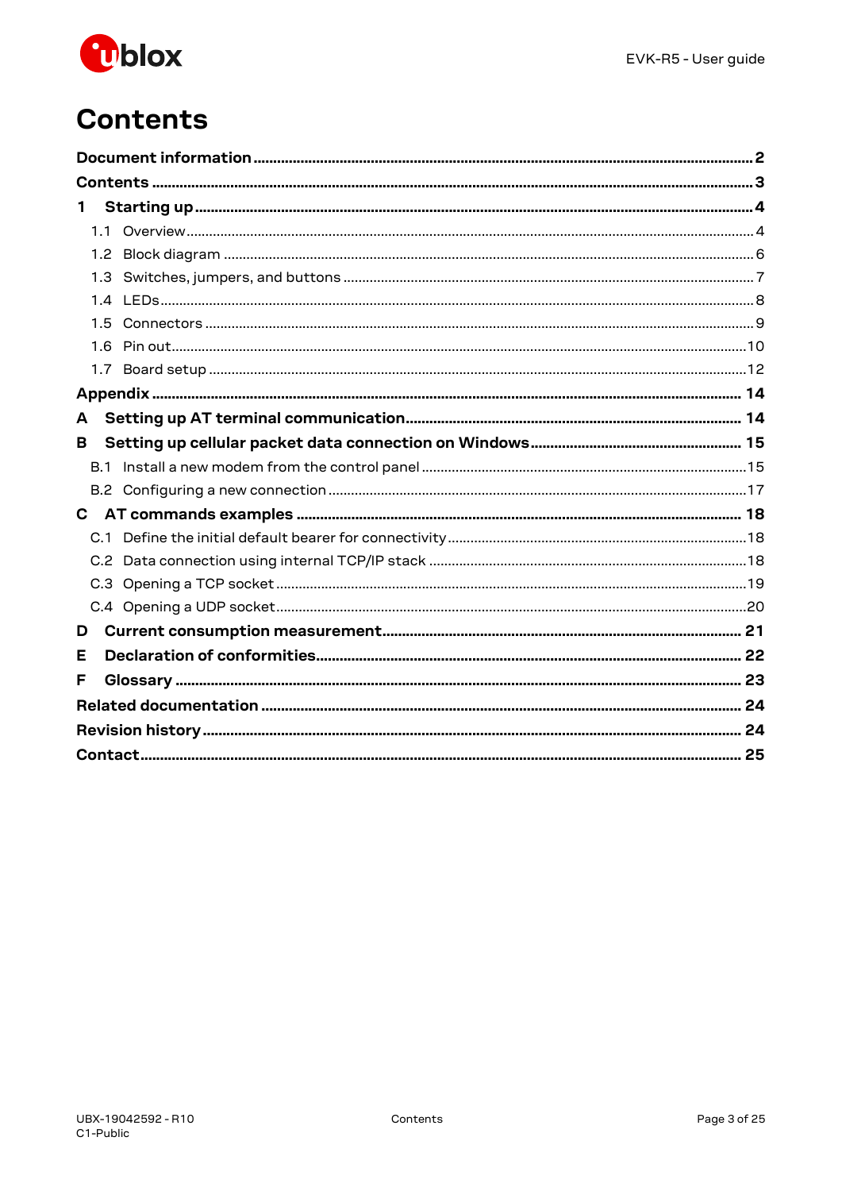# Contents

**Document information** ........................................................ **2**

**Contents** ........................................................ **3**

**1 Starting up** ........................................................ **4**

- 1.1 Overview ........................................................ 4
- 1.2 Block diagram ........................................................ 6
- 1.3 Switches, jumpers, and buttons ........................................................ 7
- 1.4 LEDs ........................................................ 8
- 1.5 Connectors ........................................................ 9
- 1.6 Pin out ........................................................ 10
- 1.7 Board setup ........................................................ 12

**Appendix** ........................................................ **14**

**A Setting up AT terminal communication** ........................................................ **14**

**B Setting up cellular packet data connection on Windows** ........................................................ **15**

- B.1 Install a new modem from the control panel ........................................................ 15
- B.2 Configuring a new connection ........................................................ 17

**C AT commands examples** ........................................................ **18**

- C.1 Define the initial default bearer for connectivity ........................................................ 18
- C.2 Data connection using internal TCP/IP stack ........................................................ 18
- C.3 Opening a TCP socket ........................................................ 19
- C.4 Opening a UDP socket ........................................................ 20

**D Current consumption measurement** ........................................................ **21**

**E Declaration of conformities** ........................................................ **22**

**F Glossary** ........................................................ **23**

**Related documentation** ........................................................ **24**

**Revision history** ........................................................ **24**

**Contact** ........................................................ **25**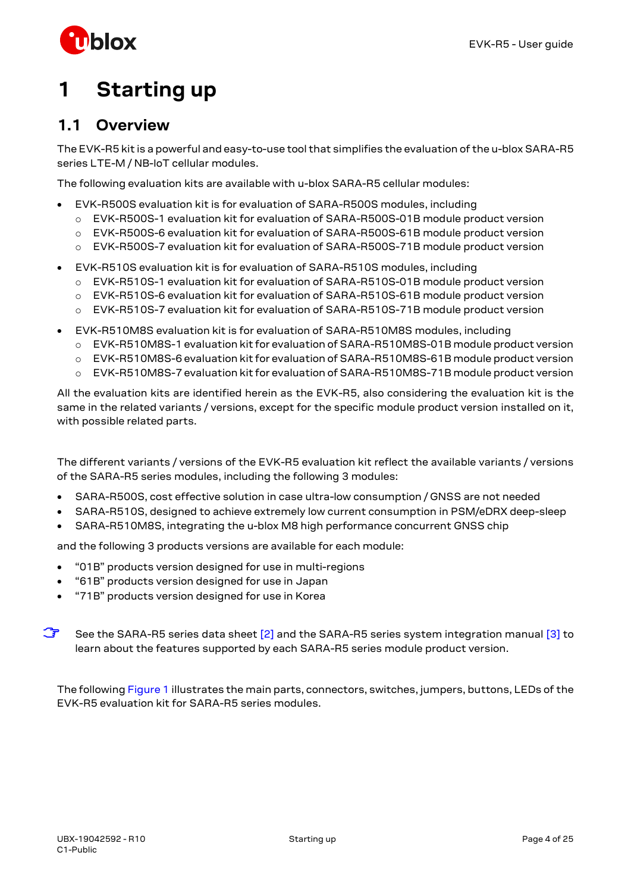# 1 Starting up

## 1.1 Overview

The EVK-R5 kit is a powerful and easy-to-use tool that simplifies the evaluation of the u-blox SARA-R5 series LTE-M / NB-IoT cellular modules.

The following evaluation kits are available with u-blox SARA-R5 cellular modules:

- EVK-R500S evaluation kit is for evaluation of SARA-R500S modules, including
  - EVK-R500S-1 evaluation kit for evaluation of SARA-R500S-01B module product version
  - EVK-R500S-6 evaluation kit for evaluation of SARA-R500S-61B module product version
  - EVK-R500S-7 evaluation kit for evaluation of SARA-R500S-71B module product version
- EVK-R510S evaluation kit is for evaluation of SARA-R510S modules, including
  - EVK-R510S-1 evaluation kit for evaluation of SARA-R510S-01B module product version
  - EVK-R510S-6 evaluation kit for evaluation of SARA-R510S-61B module product version
  - EVK-R510S-7 evaluation kit for evaluation of SARA-R510S-71B module product version
- EVK-R510M8S evaluation kit is for evaluation of SARA-R510M8S modules, including
  - EVK-R510M8S-1 evaluation kit for evaluation of SARA-R510M8S-01B module product version
  - EVK-R510M8S-6 evaluation kit for evaluation of SARA-R510M8S-61B module product version
  - EVK-R510M8S-7 evaluation kit for evaluation of SARA-R510M8S-71B module product version

All the evaluation kits are identified herein as the EVK-R5, also considering the evaluation kit is the same in the related variants / versions, except for the specific module product version installed on it, with possible related parts.

The different variants / versions of the EVK-R5 evaluation kit reflect the available variants / versions of the SARA-R5 series modules, including the following 3 modules:

- SARA-R500S, cost effective solution in case ultra-low consumption / GNSS are not needed
- SARA-R510S, designed to achieve extremely low current consumption in PSM/eDRX deep-sleep
- SARA-R510M8S, integrating the u-blox M8 high performance concurrent GNSS chip

and the following 3 products versions are available for each module:

- "01B" products version designed for use in multi-regions
- "61B" products version designed for use in Japan
- "71B" products version designed for use in Korea

☞ See the SARA-R5 series data sheet [2] and the SARA-R5 series system integration manual [3] to learn about the features supported by each SARA-R5 series module product version.

The following Figure 1 illustrates the main parts, connectors, switches, jumpers, buttons, LEDs of the EVK-R5 evaluation kit for SARA-R5 series modules.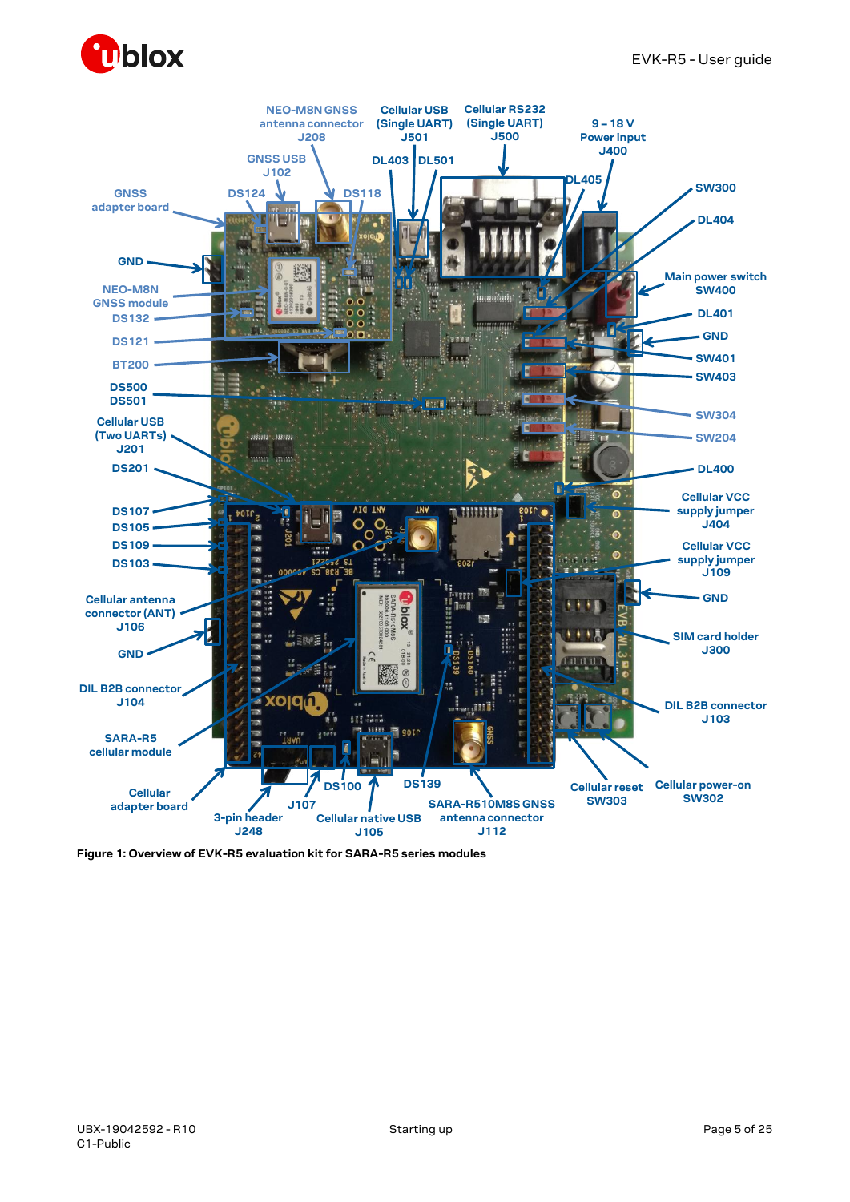NEO-M8N GNSS antenna connector J208

Cellular USB (Single UART) J501

Cellular RS232 (Single UART) J500

9 – 18 V Power input J400

GNSS USB J102

DL403

DL501

DL405

SW300

GNSS adapter board

DS124

DS118

DL404

GND

Main power switch SW400

NEO-M8N GNSS module

DL401

DS132

GND

DS121

SW401

BT200

SW403

DS500 DS501

SW304

Cellular USB (Two UARTs) J201

SW204

DS201

DL400

DS107

Cellular VCC supply jumper J404

DS105

DS109

Cellular VCC supply jumper J109

DS103

GND

Cellular antenna connector (ANT) J106

SIM card holder J300

GND

DIL B2B connector J104

DIL B2B connector J103

SARA-R5 cellular module

DS100

DS139

Cellular reset SW303

Cellular power-on SW302

Cellular adapter board

J107

3-pin header J248

Cellular native USB J105

SARA-R510M8S GNSS antenna connector J112

**Figure 1: Overview of EVK-R5 evaluation kit for SARA-R5 series modules**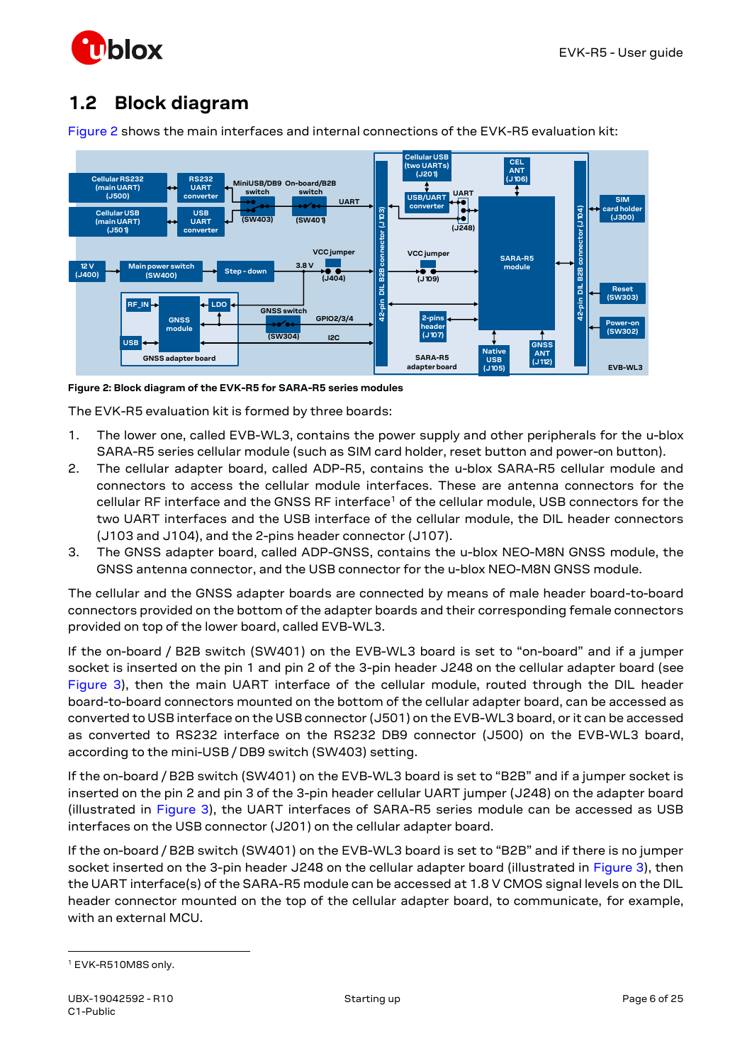## 1.2 Block diagram

Figure 2 shows the main interfaces and internal connections of the EVK-R5 evaluation kit:

**Figure 2: Block diagram of the EVK-R5 for SARA-R5 series modules**

The EVK-R5 evaluation kit is formed by three boards:

1. The lower one, called EVB-WL3, contains the power supply and other peripherals for the u-blox SARA-R5 series cellular module (such as SIM card holder, reset button and power-on button).
2. The cellular adapter board, called ADP-R5, contains the u-blox SARA-R5 cellular module and connectors to access the cellular module interfaces. These are antenna connectors for the cellular RF interface and the GNSS RF interface[1] of the cellular module, USB connectors for the two UART interfaces and the USB interface of the cellular module, the DIL header connectors (J103 and J104), and the 2-pins header connector (J107).
3. The GNSS adapter board, called ADP-GNSS, contains the u-blox NEO-M8N GNSS module, the GNSS antenna connector, and the USB connector for the u-blox NEO-M8N GNSS module.

The cellular and the GNSS adapter boards are connected by means of male header board-to-board connectors provided on the bottom of the adapter boards and their corresponding female connectors provided on top of the lower board, called EVB-WL3.

If the on-board / B2B switch (SW401) on the EVB-WL3 board is set to "on-board" and if a jumper socket is inserted on the pin 1 and pin 2 of the 3-pin header J248 on the cellular adapter board (see Figure 3), then the main UART interface of the cellular module, routed through the DIL header board-to-board connectors mounted on the bottom of the cellular adapter board, can be accessed as converted to USB interface on the USB connector (J501) on the EVB-WL3 board, or it can be accessed as converted to RS232 interface on the RS232 DB9 connector (J500) on the EVB-WL3 board, according to the mini-USB / DB9 switch (SW403) setting.

If the on-board / B2B switch (SW401) on the EVB-WL3 board is set to "B2B" and if a jumper socket is inserted on the pin 2 and pin 3 of the 3-pin header cellular UART jumper (J248) on the adapter board (illustrated in Figure 3), the UART interfaces of SARA-R5 series module can be accessed as USB interfaces on the USB connector (J201) on the cellular adapter board.

If the on-board / B2B switch (SW401) on the EVB-WL3 board is set to "B2B" and if there is no jumper socket inserted on the 3-pin header J248 on the cellular adapter board (illustrated in Figure 3), then the UART interface(s) of the SARA-R5 module can be accessed at 1.8 V CMOS signal levels on the DIL header connector mounted on the top of the cellular adapter board, to communicate, for example, with an external MCU.

[1] EVK-R510M8S only.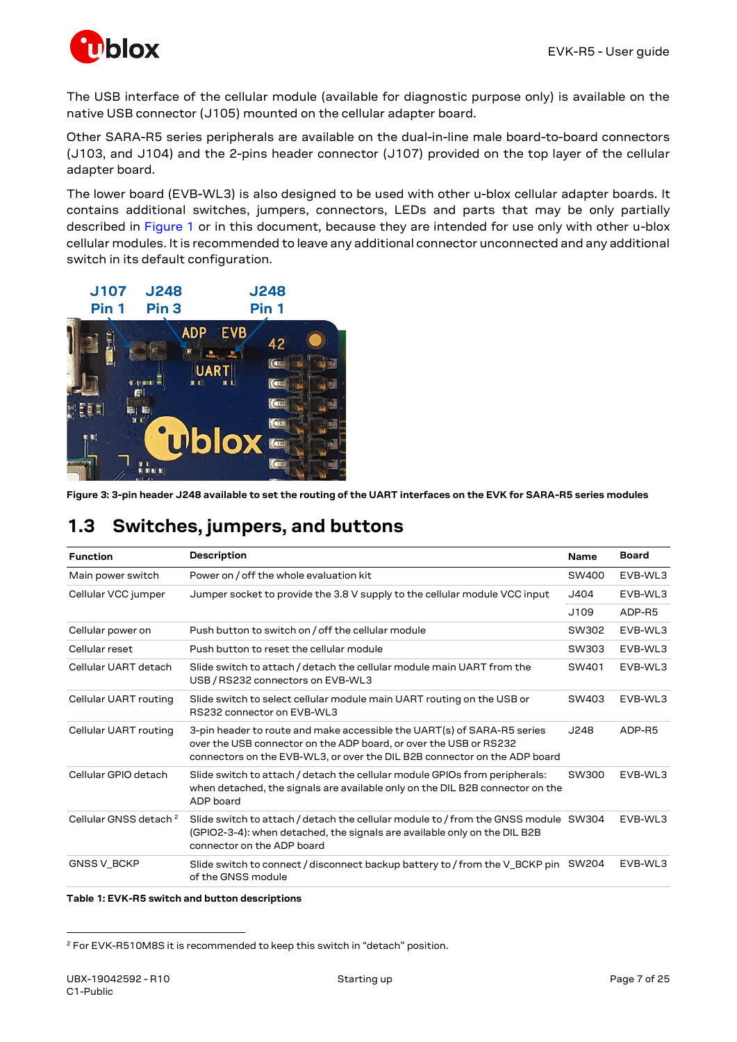The USB interface of the cellular module (available for diagnostic purpose only) is available on the native USB connector (J105) mounted on the cellular adapter board.

Other SARA-R5 series peripherals are available on the dual-in-line male board-to-board connectors (J103, and J104) and the 2-pins header connector (J107) provided on the top layer of the cellular adapter board.

The lower board (EVB-WL3) is also designed to be used with other u-blox cellular adapter boards. It contains additional switches, jumpers, connectors, LEDs and parts that may be only partially described in Figure 1 or in this document, because they are intended for use only with other u-blox cellular modules. It is recommended to leave any additional connector unconnected and any additional switch in its default configuration.

**Figure 3: 3-pin header J248 available to set the routing of the UART interfaces on the EVK for SARA-R5 series modules**

## 1.3 Switches, jumpers, and buttons

| Function | Description | Name | Board |
|---|---|---|---|
| Main power switch | Power on / off the whole evaluation kit | SW400 | EVB-WL3 |
| Cellular VCC jumper | Jumper socket to provide the 3.8 V supply to the cellular module VCC input | J404 | EVB-WL3 |
| | | J109 | ADP-R5 |
| Cellular power on | Push button to switch on / off the cellular module | SW302 | EVB-WL3 |
| Cellular reset | Push button to reset the cellular module | SW303 | EVB-WL3 |
| Cellular UART detach | Slide switch to attach / detach the cellular module main UART from the USB / RS232 connectors on EVB-WL3 | SW401 | EVB-WL3 |
| Cellular UART routing | Slide switch to select cellular module main UART routing on the USB or RS232 connector on EVB-WL3 | SW403 | EVB-WL3 |
| Cellular UART routing | 3-pin header to route and make accessible the UART(s) of SARA-R5 series over the USB connector on the ADP board, or over the USB or RS232 connectors on the EVB-WL3, or over the DIL B2B connector on the ADP board | J248 | ADP-R5 |
| Cellular GPIO detach | Slide switch to attach / detach the cellular module GPIOs from peripherals: when detached, the signals are available only on the DIL B2B connector on the ADP board | SW300 | EVB-WL3 |
| Cellular GNSS detach [2] | Slide switch to attach / detach the cellular module to / from the GNSS module (GPIO2-3-4): when detached, the signals are available only on the DIL B2B connector on the ADP board | SW304 | EVB-WL3 |
| GNSS V_BCKP | Slide switch to connect / disconnect backup battery to / from the V_BCKP pin of the GNSS module | SW204 | EVB-WL3 |

**Table 1: EVK-R5 switch and button descriptions**

[2] For EVK-R510M8S it is recommended to keep this switch in "detach" position.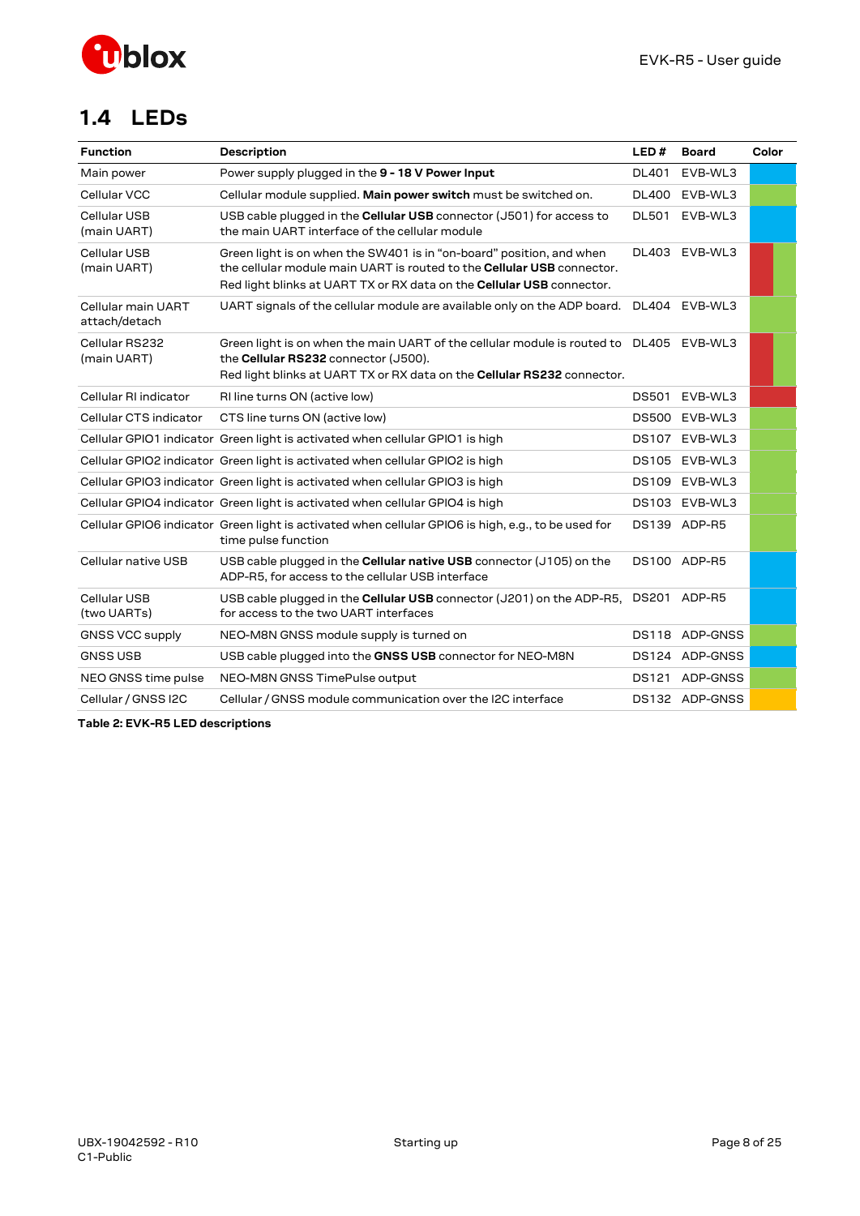## 1.4 LEDs

| Function | Description | LED # | Board | Color |
|---|---|---|---|---|
| Main power | Power supply plugged in the **9 - 18 V Power Input** | DL401 | EVB-WL3 | |
| Cellular VCC | Cellular module supplied. **Main power switch** must be switched on. | DL400 | EVB-WL3 | |
| Cellular USB (main UART) | USB cable plugged in the **Cellular USB** connector (J501) for access to the main UART interface of the cellular module | DL501 | EVB-WL3 | |
| Cellular USB (main UART) | Green light is on when the SW401 is in “on-board” position, and when the cellular module main UART is routed to the **Cellular USB** connector.<br>Red light blinks at UART TX or RX data on the **Cellular USB** connector. | DL403 | EVB-WL3 | |
| Cellular main UART attach/detach | UART signals of the cellular module are available only on the ADP board. | DL404 | EVB-WL3 | |
| Cellular RS232 (main UART) | Green light is on when the main UART of the cellular module is routed to the **Cellular RS232** connector (J500).<br>Red light blinks at UART TX or RX data on the **Cellular RS232** connector. | DL405 | EVB-WL3 | |
| Cellular RI indicator | RI line turns ON (active low) | DS501 | EVB-WL3 | |
| Cellular CTS indicator | CTS line turns ON (active low) | DS500 | EVB-WL3 | |
| Cellular GPIO1 indicator | Green light is activated when cellular GPIO1 is high | DS107 | EVB-WL3 | |
| Cellular GPIO2 indicator | Green light is activated when cellular GPIO2 is high | DS105 | EVB-WL3 | |
| Cellular GPIO3 indicator | Green light is activated when cellular GPIO3 is high | DS109 | EVB-WL3 | |
| Cellular GPIO4 indicator | Green light is activated when cellular GPIO4 is high | DS103 | EVB-WL3 | |
| Cellular GPIO6 indicator | Green light is activated when cellular GPIO6 is high, e.g., to be used for time pulse function | DS139 | ADP-R5 | |
| Cellular native USB | USB cable plugged in the **Cellular native USB** connector (J105) on the ADP-R5, for access to the cellular USB interface | DS100 | ADP-R5 | |
| Cellular USB (two UARTs) | USB cable plugged in the **Cellular USB** connector (J201) on the ADP-R5, for access to the two UART interfaces | DS201 | ADP-R5 | |
| GNSS VCC supply | NEO-M8N GNSS module supply is turned on | DS118 | ADP-GNSS | |
| GNSS USB | USB cable plugged into the **GNSS USB** connector for NEO-M8N | DS124 | ADP-GNSS | |
| NEO GNSS time pulse | NEO-M8N GNSS TimePulse output | DS121 | ADP-GNSS | |
| Cellular / GNSS I2C | Cellular / GNSS module communication over the I2C interface | DS132 | ADP-GNSS | |

**Table 2: EVK-R5 LED descriptions**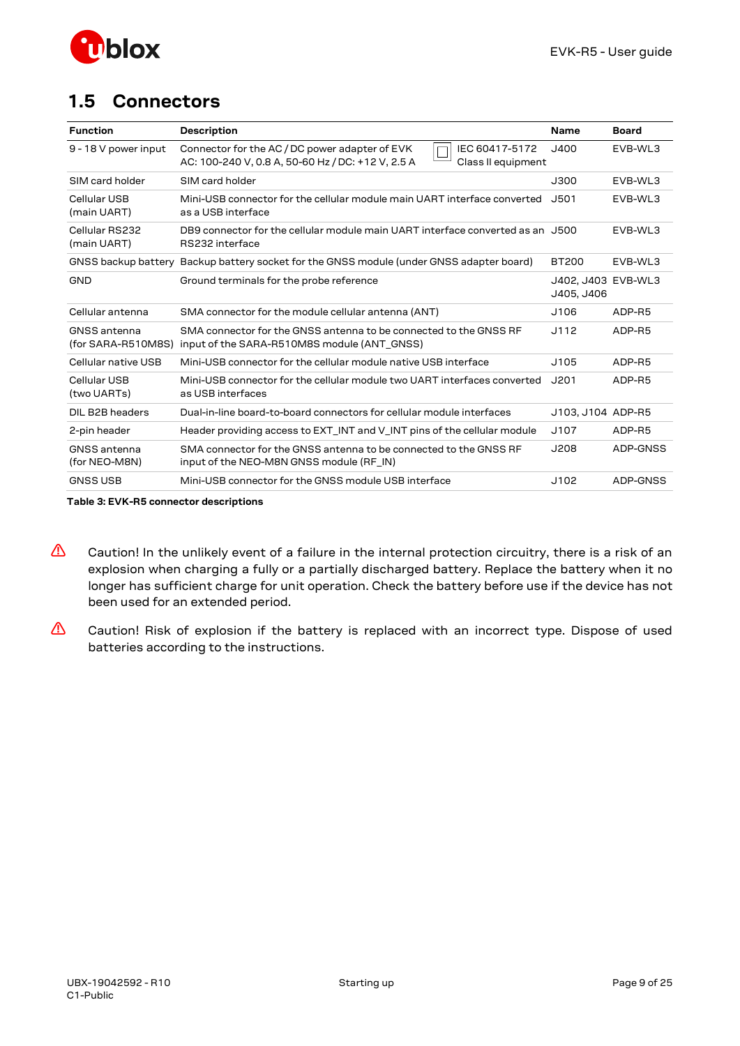## 1.5 Connectors

| Function | Description | Name | Board |
|---|---|---|---|
| 9 - 18 V power input | Connector for the AC / DC power adapter of EVK AC: 100-240 V, 0.8 A, 50-60 Hz / DC: +12 V, 2.5 A ▢ IEC 60417-5172 Class II equipment | J400 | EVB-WL3 |
| SIM card holder | SIM card holder | J300 | EVB-WL3 |
| Cellular USB (main UART) | Mini-USB connector for the cellular module main UART interface converted as a USB interface | J501 | EVB-WL3 |
| Cellular RS232 (main UART) | DB9 connector for the cellular module main UART interface converted as an RS232 interface | J500 | EVB-WL3 |
| GNSS backup battery | Backup battery socket for the GNSS module (under GNSS adapter board) | BT200 | EVB-WL3 |
| GND | Ground terminals for the probe reference | J402, J403 J405, J406 | EVB-WL3 |
| Cellular antenna | SMA connector for the module cellular antenna (ANT) | J106 | ADP-R5 |
| GNSS antenna (for SARA-R510M8S) | SMA connector for the GNSS antenna to be connected to the GNSS RF input of the SARA-R510M8S module (ANT_GNSS) | J112 | ADP-R5 |
| Cellular native USB | Mini-USB connector for the cellular module native USB interface | J105 | ADP-R5 |
| Cellular USB (two UARTs) | Mini-USB connector for the cellular module two UART interfaces converted as USB interfaces | J201 | ADP-R5 |
| DIL B2B headers | Dual-in-line board-to-board connectors for cellular module interfaces | J103, J104 | ADP-R5 |
| 2-pin header | Header providing access to EXT_INT and V_INT pins of the cellular module | J107 | ADP-R5 |
| GNSS antenna (for NEO-M8N) | SMA connector for the GNSS antenna to be connected to the GNSS RF input of the NEO-M8N GNSS module (RF_IN) | J208 | ADP-GNSS |
| GNSS USB | Mini-USB connector for the GNSS module USB interface | J102 | ADP-GNSS |

**Table 3: EVK-R5 connector descriptions**

⚠ Caution! In the unlikely event of a failure in the internal protection circuitry, there is a risk of an explosion when charging a fully or a partially discharged battery. Replace the battery when it no longer has sufficient charge for unit operation. Check the battery before use if the device has not been used for an extended period.

⚠ Caution! Risk of explosion if the battery is replaced with an incorrect type. Dispose of used batteries according to the instructions.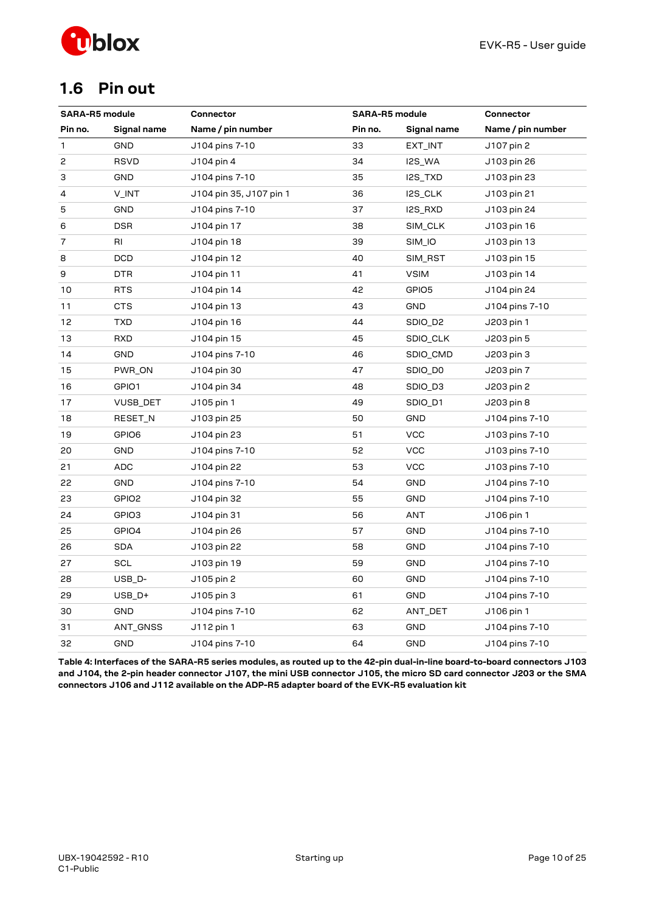## 1.6 Pin out

| SARA-R5 module | | Connector | SARA-R5 module | | Connector |
|---|---|---|---|---|---|
| **Pin no.** | **Signal name** | **Name / pin number** | **Pin no.** | **Signal name** | **Name / pin number** |
| 1 | GND | J104 pins 7-10 | 33 | EXT_INT | J107 pin 2 |
| 2 | RSVD | J104 pin 4 | 34 | I2S_WA | J103 pin 26 |
| 3 | GND | J104 pins 7-10 | 35 | I2S_TXD | J103 pin 23 |
| 4 | V_INT | J104 pin 35, J107 pin 1 | 36 | I2S_CLK | J103 pin 21 |
| 5 | GND | J104 pins 7-10 | 37 | I2S_RXD | J103 pin 24 |
| 6 | DSR | J104 pin 17 | 38 | SIM_CLK | J103 pin 16 |
| 7 | RI | J104 pin 18 | 39 | SIM_IO | J103 pin 13 |
| 8 | DCD | J104 pin 12 | 40 | SIM_RST | J103 pin 15 |
| 9 | DTR | J104 pin 11 | 41 | VSIM | J103 pin 14 |
| 10 | RTS | J104 pin 14 | 42 | GPIO5 | J104 pin 24 |
| 11 | CTS | J104 pin 13 | 43 | GND | J104 pins 7-10 |
| 12 | TXD | J104 pin 16 | 44 | SDIO_D2 | J203 pin 1 |
| 13 | RXD | J104 pin 15 | 45 | SDIO_CLK | J203 pin 5 |
| 14 | GND | J104 pins 7-10 | 46 | SDIO_CMD | J203 pin 3 |
| 15 | PWR_ON | J104 pin 30 | 47 | SDIO_D0 | J203 pin 7 |
| 16 | GPIO1 | J104 pin 34 | 48 | SDIO_D3 | J203 pin 2 |
| 17 | VUSB_DET | J105 pin 1 | 49 | SDIO_D1 | J203 pin 8 |
| 18 | RESET_N | J103 pin 25 | 50 | GND | J104 pins 7-10 |
| 19 | GPIO6 | J104 pin 23 | 51 | VCC | J103 pins 7-10 |
| 20 | GND | J104 pins 7-10 | 52 | VCC | J103 pins 7-10 |
| 21 | ADC | J104 pin 22 | 53 | VCC | J103 pins 7-10 |
| 22 | GND | J104 pins 7-10 | 54 | GND | J104 pins 7-10 |
| 23 | GPIO2 | J104 pin 32 | 55 | GND | J104 pins 7-10 |
| 24 | GPIO3 | J104 pin 31 | 56 | ANT | J106 pin 1 |
| 25 | GPIO4 | J104 pin 26 | 57 | GND | J104 pins 7-10 |
| 26 | SDA | J103 pin 22 | 58 | GND | J104 pins 7-10 |
| 27 | SCL | J103 pin 19 | 59 | GND | J104 pins 7-10 |
| 28 | USB_D- | J105 pin 2 | 60 | GND | J104 pins 7-10 |
| 29 | USB_D+ | J105 pin 3 | 61 | GND | J104 pins 7-10 |
| 30 | GND | J104 pins 7-10 | 62 | ANT_DET | J106 pin 1 |
| 31 | ANT_GNSS | J112 pin 1 | 63 | GND | J104 pins 7-10 |
| 32 | GND | J104 pins 7-10 | 64 | GND | J104 pins 7-10 |

**Table 4: Interfaces of the SARA-R5 series modules, as routed up to the 42-pin dual-in-line board-to-board connectors J103 and J104, the 2-pin header connector J107, the mini USB connector J105, the micro SD card connector J203 or the SMA connectors J106 and J112 available on the ADP-R5 adapter board of the EVK-R5 evaluation kit**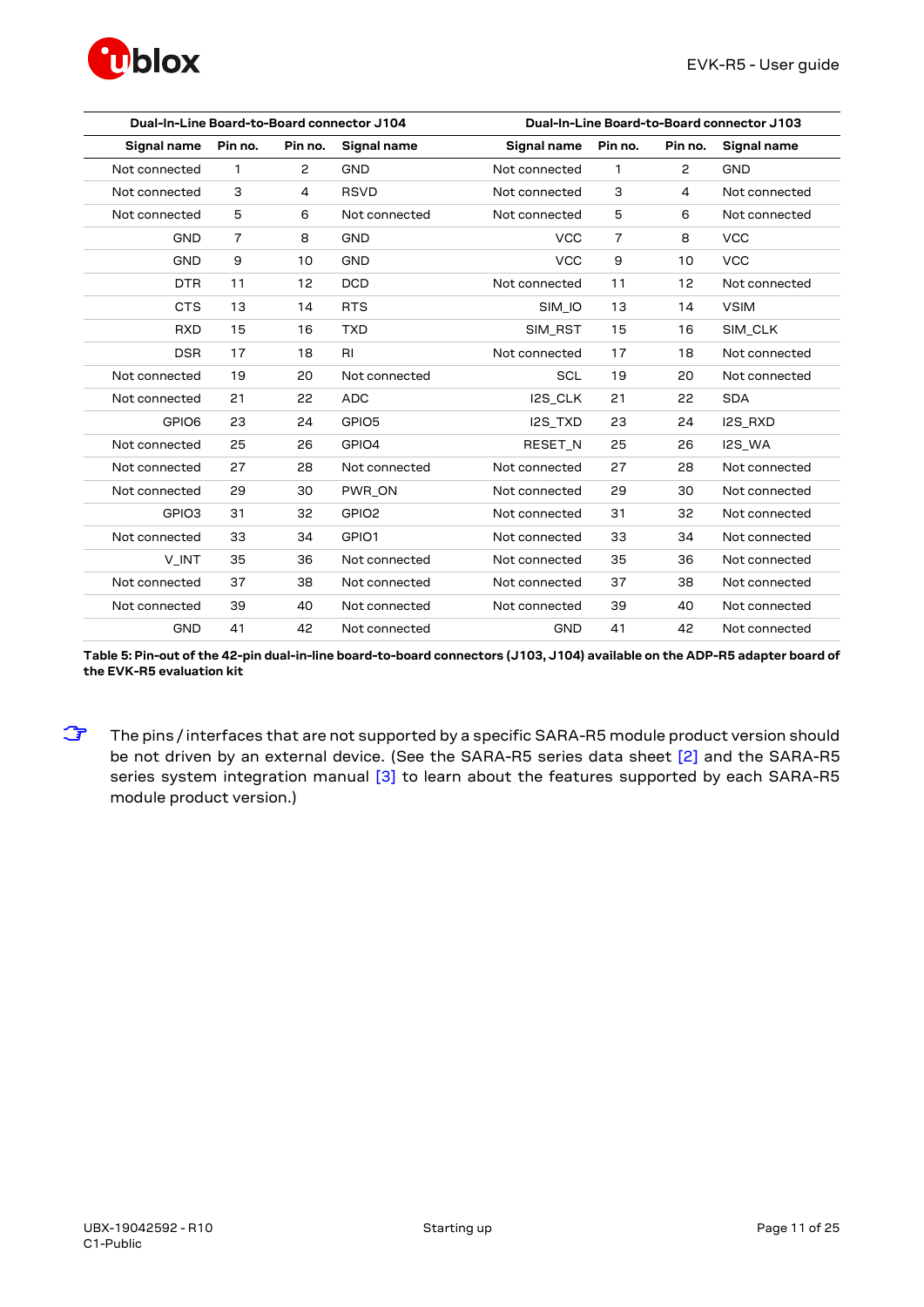| Dual-In-Line Board-to-Board connector J104 | | | | Dual-In-Line Board-to-Board connector J103 | | | |
|---|---|---|---|---|---|---|---|
| **Signal name** | **Pin no.** | **Pin no.** | **Signal name** | **Signal name** | **Pin no.** | **Pin no.** | **Signal name** |
| Not connected | 1 | 2 | GND | Not connected | 1 | 2 | GND |
| Not connected | 3 | 4 | RSVD | Not connected | 3 | 4 | Not connected |
| Not connected | 5 | 6 | Not connected | Not connected | 5 | 6 | Not connected |
| GND | 7 | 8 | GND | VCC | 7 | 8 | VCC |
| GND | 9 | 10 | GND | VCC | 9 | 10 | VCC |
| DTR | 11 | 12 | DCD | Not connected | 11 | 12 | Not connected |
| CTS | 13 | 14 | RTS | SIM_IO | 13 | 14 | VSIM |
| RXD | 15 | 16 | TXD | SIM_RST | 15 | 16 | SIM_CLK |
| DSR | 17 | 18 | RI | Not connected | 17 | 18 | Not connected |
| Not connected | 19 | 20 | Not connected | SCL | 19 | 20 | Not connected |
| Not connected | 21 | 22 | ADC | I2S_CLK | 21 | 22 | SDA |
| GPIO6 | 23 | 24 | GPIO5 | I2S_TXD | 23 | 24 | I2S_RXD |
| Not connected | 25 | 26 | GPIO4 | RESET_N | 25 | 26 | I2S_WA |
| Not connected | 27 | 28 | Not connected | Not connected | 27 | 28 | Not connected |
| Not connected | 29 | 30 | PWR_ON | Not connected | 29 | 30 | Not connected |
| GPIO3 | 31 | 32 | GPIO2 | Not connected | 31 | 32 | Not connected |
| Not connected | 33 | 34 | GPIO1 | Not connected | 33 | 34 | Not connected |
| V_INT | 35 | 36 | Not connected | Not connected | 35 | 36 | Not connected |
| Not connected | 37 | 38 | Not connected | Not connected | 37 | 38 | Not connected |
| Not connected | 39 | 40 | Not connected | Not connected | 39 | 40 | Not connected |
| GND | 41 | 42 | Not connected | GND | 41 | 42 | Not connected |

**Table 5: Pin-out of the 42-pin dual-in-line board-to-board connectors (J103, J104) available on the ADP-R5 adapter board of the EVK-R5 evaluation kit**

☞ The pins / interfaces that are not supported by a specific SARA-R5 module product version should be not driven by an external device. (See the SARA-R5 series data sheet [2] and the SARA-R5 series system integration manual [3] to learn about the features supported by each SARA-R5 module product version.)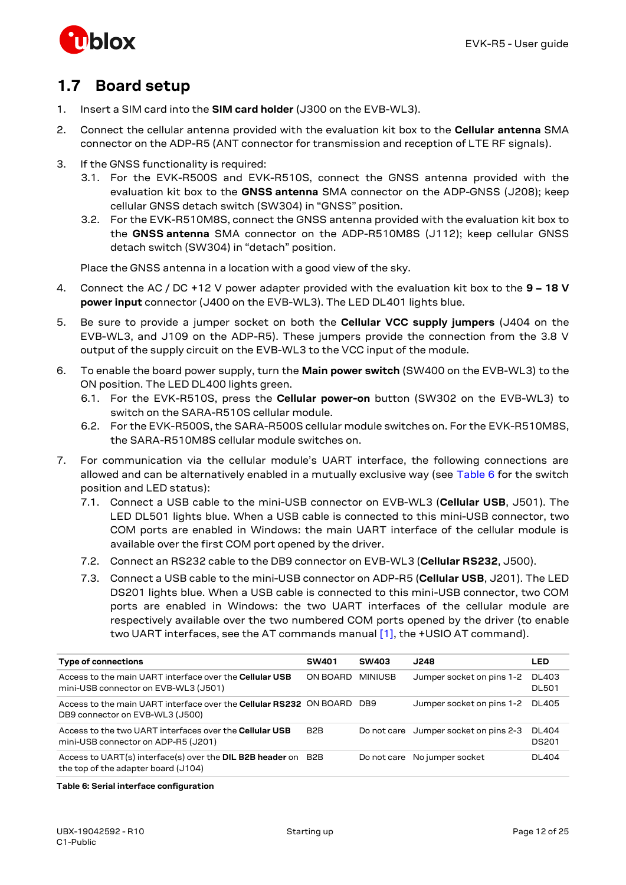## 1.7 Board setup

1. Insert a SIM card into the **SIM card holder** (J300 on the EVB-WL3).
2. Connect the cellular antenna provided with the evaluation kit box to the **Cellular antenna** SMA connector on the ADP-R5 (ANT connector for transmission and reception of LTE RF signals).
3. If the GNSS functionality is required:
   3.1. For the EVK-R500S and EVK-R510S, connect the GNSS antenna provided with the evaluation kit box to the **GNSS antenna** SMA connector on the ADP-GNSS (J208); keep cellular GNSS detach switch (SW304) in “GNSS” position.
   3.2. For the EVK-R510M8S, connect the GNSS antenna provided with the evaluation kit box to the **GNSS antenna** SMA connector on the ADP-R510M8S (J112); keep cellular GNSS detach switch (SW304) in “detach” position.

   Place the GNSS antenna in a location with a good view of the sky.
4. Connect the AC / DC +12 V power adapter provided with the evaluation kit box to the **9 – 18 V power input** connector (J400 on the EVB-WL3). The LED DL401 lights blue.
5. Be sure to provide a jumper socket on both the **Cellular VCC supply jumpers** (J404 on the EVB-WL3, and J109 on the ADP-R5). These jumpers provide the connection from the 3.8 V output of the supply circuit on the EVB-WL3 to the VCC input of the module.
6. To enable the board power supply, turn the **Main power switch** (SW400 on the EVB-WL3) to the ON position. The LED DL400 lights green.
   6.1. For the EVK-R510S, press the **Cellular power-on** button (SW302 on the EVB-WL3) to switch on the SARA-R510S cellular module.
   6.2. For the EVK-R500S, the SARA-R500S cellular module switches on. For the EVK-R510M8S, the SARA-R510M8S cellular module switches on.
7. For communication via the cellular module’s UART interface, the following connections are allowed and can be alternatively enabled in a mutually exclusive way (see Table 6 for the switch position and LED status):
   7.1. Connect a USB cable to the mini-USB connector on EVB-WL3 (**Cellular USB**, J501). The LED DL501 lights blue. When a USB cable is connected to this mini-USB connector, two COM ports are enabled in Windows: the main UART interface of the cellular module is available over the first COM port opened by the driver.
   7.2. Connect an RS232 cable to the DB9 connector on EVB-WL3 (**Cellular RS232**, J500).
   7.3. Connect a USB cable to the mini-USB connector on ADP-R5 (**Cellular USB**, J201). The LED DS201 lights blue. When a USB cable is connected to this mini-USB connector, two COM ports are enabled in Windows: the two UART interfaces of the cellular module are respectively available over the two numbered COM ports opened by the driver (to enable two UART interfaces, see the AT commands manual [1], the +USIO AT command).

| Type of connections | SW401 | SW403 | J248 | LED |
|---|---|---|---|---|
| Access to the main UART interface over the **Cellular USB** mini-USB connector on EVB-WL3 (J501) | ON BOARD | MINIUSB | Jumper socket on pins 1-2 | DL403 DL501 |
| Access to the main UART interface over the **Cellular RS232** DB9 connector on EVB-WL3 (J500) | ON BOARD | DB9 | Jumper socket on pins 1-2 | DL405 |
| Access to the two UART interfaces over the **Cellular USB** mini-USB connector on ADP-R5 (J201) | B2B | Do not care | Jumper socket on pins 2-3 | DL404 DS201 |
| Access to UART(s) interface(s) over the **DIL B2B header** on the top of the adapter board (J104) | B2B | Do not care | No jumper socket | DL404 |

**Table 6: Serial interface configuration**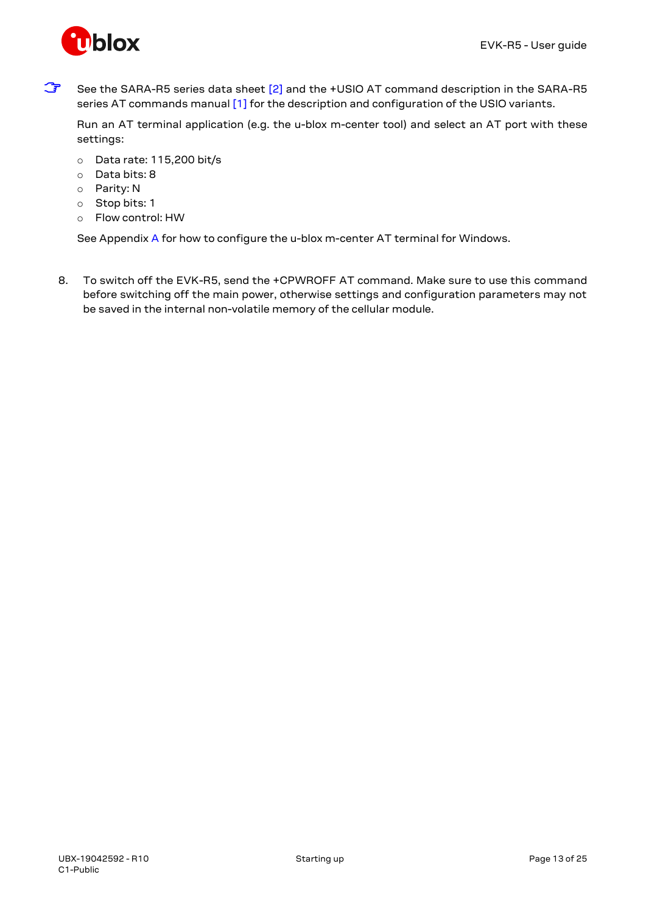☞ See the SARA-R5 series data sheet [2] and the +USIO AT command description in the SARA-R5 series AT commands manual [1] for the description and configuration of the USIO variants.

Run an AT terminal application (e.g. the u-blox m-center tool) and select an AT port with these settings:

- Data rate: 115,200 bit/s
- Data bits: 8
- Parity: N
- Stop bits: 1
- Flow control: HW

See Appendix A for how to configure the u-blox m-center AT terminal for Windows.

8. To switch off the EVK-R5, send the +CPWROFF AT command. Make sure to use this command before switching off the main power, otherwise settings and configuration parameters may not be saved in the internal non-volatile memory of the cellular module.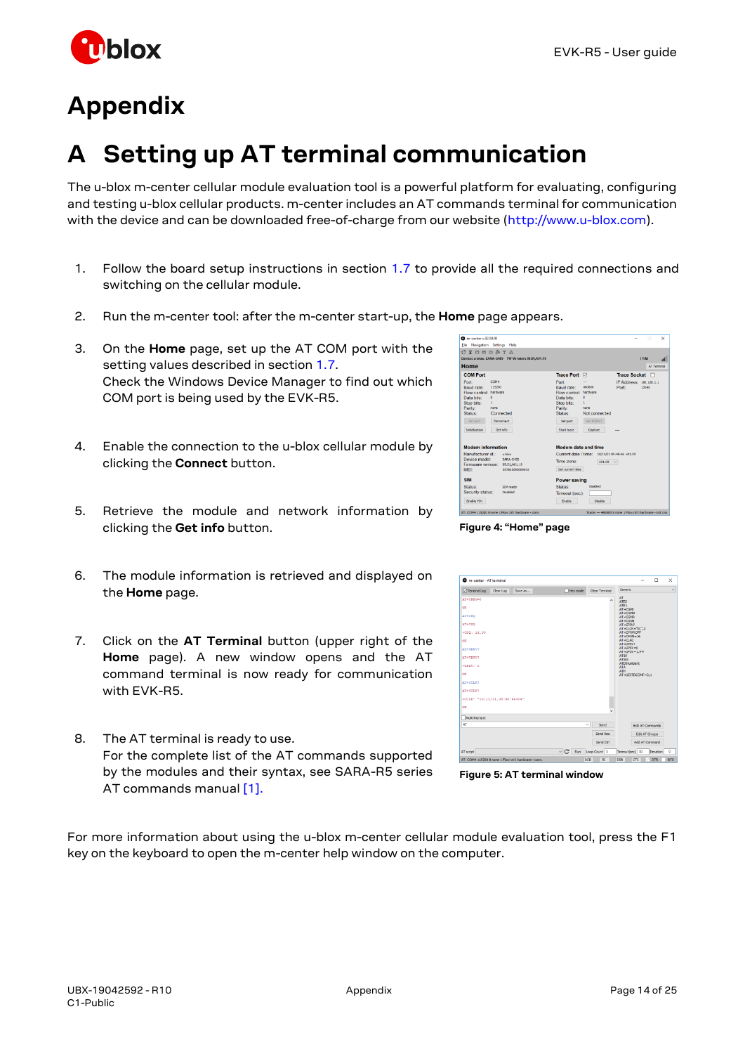# Appendix

## A Setting up AT terminal communication

The u-blox m-center cellular module evaluation tool is a powerful platform for evaluating, configuring and testing u-blox cellular products. m-center includes an AT commands terminal for communication with the device and can be downloaded free-of-charge from our website (http://www.u-blox.com).

1. Follow the board setup instructions in section 1.7 to provide all the required connections and switching on the cellular module.
2. Run the m-center tool: after the m-center start-up, the **Home** page appears.
3. On the **Home** page, set up the AT COM port with the setting values described in section 1.7.
   Check the Windows Device Manager to find out which COM port is being used by the EVK-R5.
4. Enable the connection to the u-blox cellular module by clicking the **Connect** button.
5. Retrieve the module and network information by clicking the **Get info** button.
6. The module information is retrieved and displayed on the **Home** page.
7. Click on the **AT Terminal** button (upper right of the **Home** page). A new window opens and the AT command terminal is now ready for communication with EVK-R5.
8. The AT terminal is ready to use.
   For the complete list of the AT commands supported by the modules and their syntax, see SARA-R5 series AT commands manual [1].

**Figure 4: "Home" page**

**Figure 5: AT terminal window**

For more information about using the u-blox m-center cellular module evaluation tool, press the F1 key on the keyboard to open the m-center help window on the computer.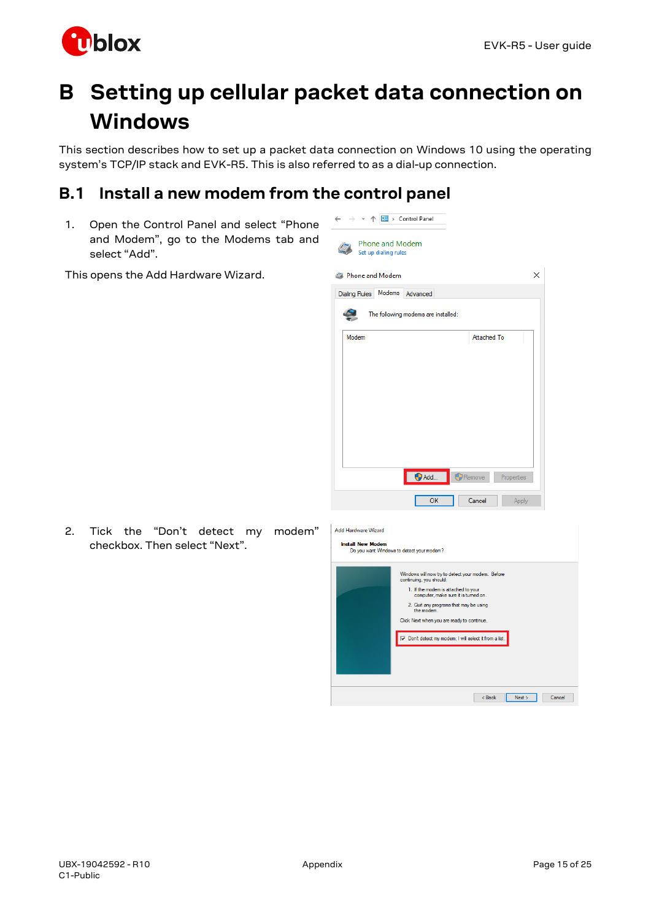# B Setting up cellular packet data connection on Windows

This section describes how to set up a packet data connection on Windows 10 using the operating system's TCP/IP stack and EVK-R5. This is also referred to as a dial-up connection.

## B.1 Install a new modem from the control panel

1. Open the Control Panel and select "Phone and Modem", go to the Modems tab and select "Add".

This opens the Add Hardware Wizard.

2. Tick the "Don't detect my modem" checkbox. Then select "Next".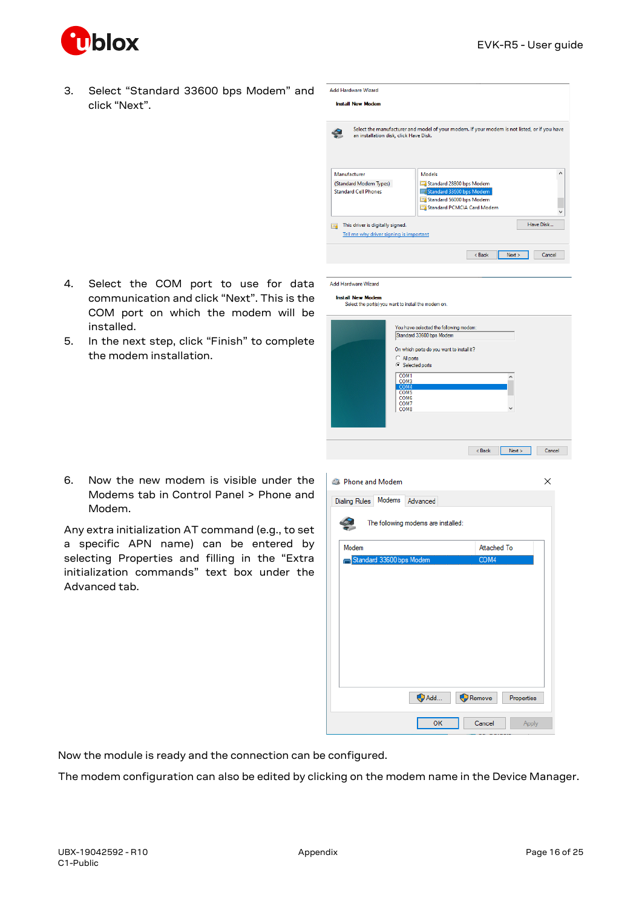3. Select "Standard 33600 bps Modem" and click "Next".

4. Select the COM port to use for data communication and click "Next". This is the COM port on which the modem will be installed.
5. In the next step, click "Finish" to complete the modem installation.

6. Now the new modem is visible under the Modems tab in Control Panel > Phone and Modem.

Any extra initialization AT command (e.g., to set a specific APN name) can be entered by selecting Properties and filling in the "Extra initialization commands" text box under the Advanced tab.

Now the module is ready and the connection can be configured.

The modem configuration can also be edited by clicking on the modem name in the Device Manager.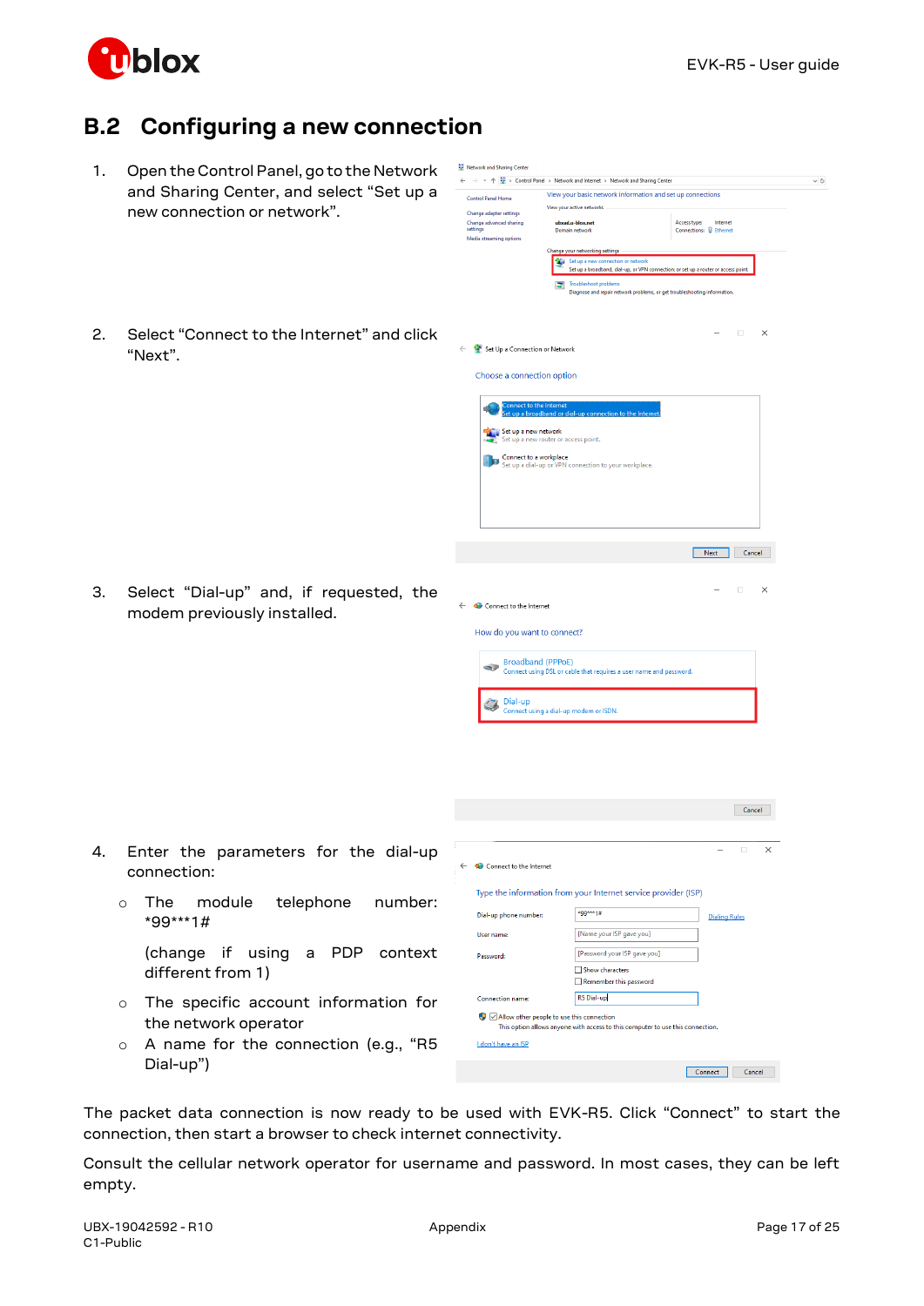## B.2 Configuring a new connection

1. Open the Control Panel, go to the Network and Sharing Center, and select “Set up a new connection or network”.

2. Select “Connect to the Internet” and click “Next”.

3. Select “Dial-up” and, if requested, the modem previously installed.

4. Enter the parameters for the dial-up connection:

   - The module telephone number: *99***1#

     (change if using a PDP context different from 1)
   - The specific account information for the network operator
   - A name for the connection (e.g., “R5 Dial-up”)

The packet data connection is now ready to be used with EVK-R5. Click “Connect” to start the connection, then start a browser to check internet connectivity.

Consult the cellular network operator for username and password. In most cases, they can be left empty.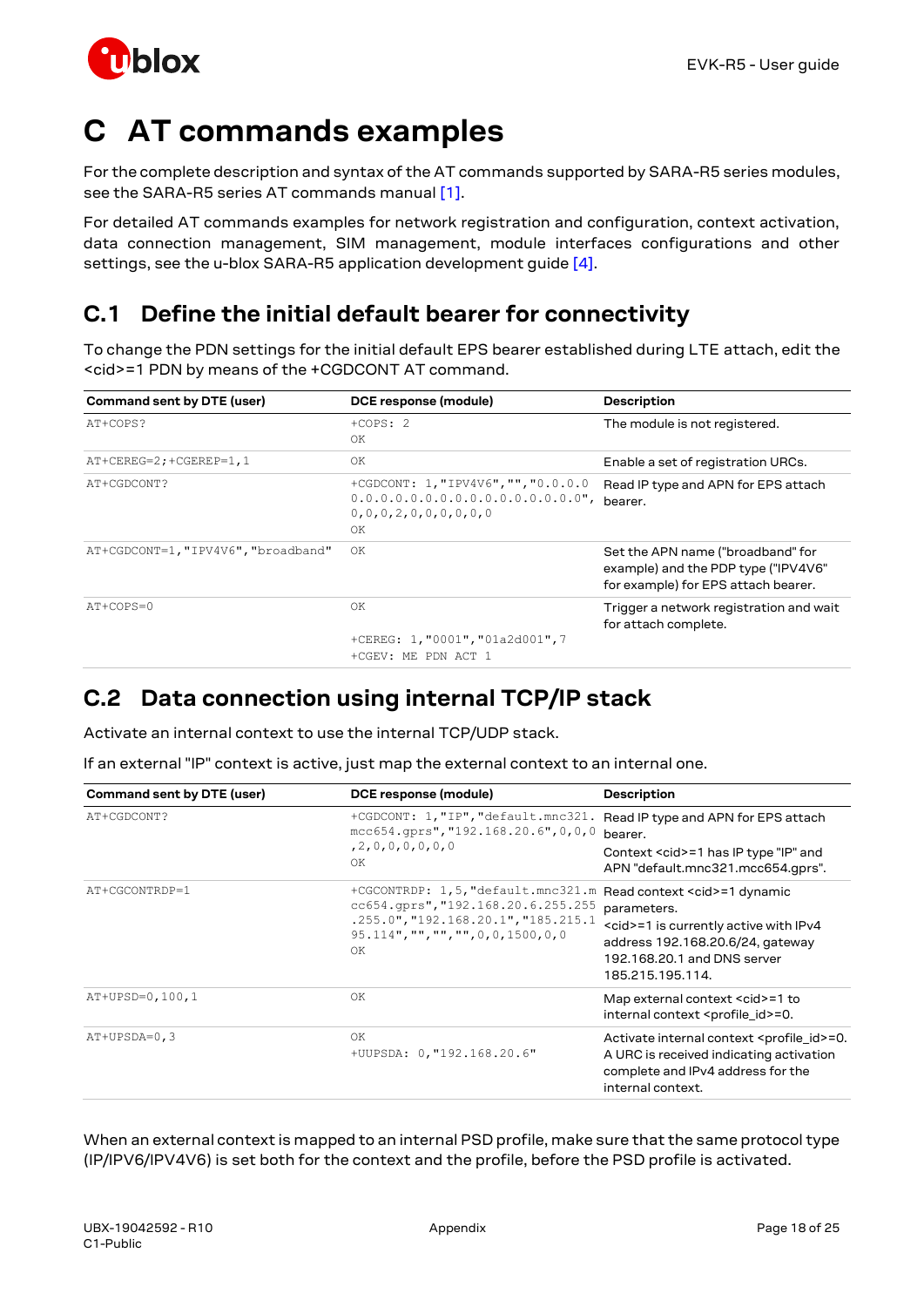# C AT commands examples

For the complete description and syntax of the AT commands supported by SARA-R5 series modules, see the SARA-R5 series AT commands manual [1].

For detailed AT commands examples for network registration and configuration, context activation, data connection management, SIM management, module interfaces configurations and other settings, see the u-blox SARA-R5 application development guide [4].

## C.1 Define the initial default bearer for connectivity

To change the PDN settings for the initial default EPS bearer established during LTE attach, edit the <cid>=1 PDN by means of the +CGDCONT AT command.

| Command sent by DTE (user) | DCE response (module) | Description |
|---|---|---|
| `AT+COPS?` | `+COPS: 2`<br>`OK` | The module is not registered. |
| `AT+CEREG=2;+CGEREP=1,1` | `OK` | Enable a set of registration URCs. |
| `AT+CGDCONT?` | `+CGDCONT: 1,"IPV4V6","","0.0.0.0.0.0.0.0.0.0.0.0.0.0.0.0.0.0.0.0",0,0,0,2,0,0,0,0,0,0`<br>`OK` | Read IP type and APN for EPS attach bearer. |
| `AT+CGDCONT=1,"IPV4V6","broadband"` | `OK` | Set the APN name ("broadband" for example) and the PDP type ("IPV4V6" for example) for EPS attach bearer. |
| `AT+COPS=0` | `OK`<br><br>`+CEREG: 1,"0001","01a2d001",7`<br>`+CGEV: ME PDN ACT 1` | Trigger a network registration and wait for attach complete. |

## C.2 Data connection using internal TCP/IP stack

Activate an internal context to use the internal TCP/UDP stack.

If an external "IP" context is active, just map the external context to an internal one.

| Command sent by DTE (user) | DCE response (module) | Description |
|---|---|---|
| `AT+CGDCONT?` | `+CGDCONT: 1,"IP","default.mnc321.mcc654.gprs","192.168.20.6",0,0,0,2,0,0,0,0,0,0`<br>`OK` | Read IP type and APN for EPS attach bearer.<br>Context <cid>=1 has IP type "IP" and APN "default.mnc321.mcc654.gprs". |
| `AT+CGCONTRDP=1` | `+CGCONTRDP: 1,5,"default.mnc321.mcc654.gprs","192.168.20.6.255.255.255.0","192.168.20.1","185.215.195.114","","","",0,0,1500,0,0`<br>`OK` | Read context <cid>=1 dynamic parameters.<br><cid>=1 is currently active with IPv4 address 192.168.20.6/24, gateway 192.168.20.1 and DNS server 185.215.195.114. |
| `AT+UPSD=0,100,1` | `OK` | Map external context <cid>=1 to internal context <profile_id>=0. |
| `AT+UPSDA=0,3` | `OK`<br>`+UUPSDA: 0,"192.168.20.6"` | Activate internal context <profile_id>=0.<br>A URC is received indicating activation complete and IPv4 address for the internal context. |

When an external context is mapped to an internal PSD profile, make sure that the same protocol type (IP/IPV6/IPV4V6) is set both for the context and the profile, before the PSD profile is activated.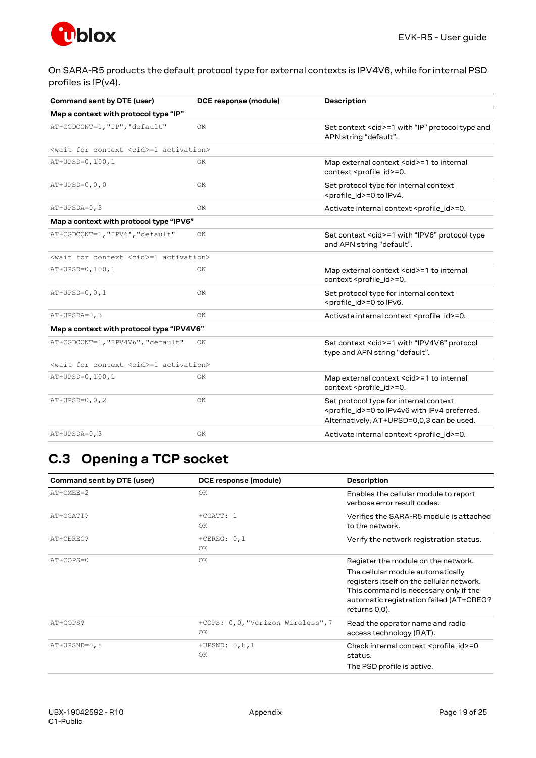On SARA-R5 products the default protocol type for external contexts is IPV4V6, while for internal PSD profiles is IP(v4).

| Command sent by DTE (user) | DCE response (module) | Description |
|---|---|---|
| **Map a context with protocol type "IP"** | | |
| `AT+CGDCONT=1,"IP","default"` | OK | Set context <cid>=1 with "IP" protocol type and APN string "default". |
| `<wait for context <cid>=1 activation>` | | |
| `AT+UPSD=0,100,1` | OK | Map external context <cid>=1 to internal context <profile_id>=0. |
| `AT+UPSD=0,0,0` | OK | Set protocol type for internal context <profile_id>=0 to IPv4. |
| `AT+UPSDA=0,3` | OK | Activate internal context <profile_id>=0. |
| **Map a context with protocol type "IPV6"** | | |
| `AT+CGDCONT=1,"IPV6","default"` | OK | Set context <cid>=1 with "IPV6" protocol type and APN string "default". |
| `<wait for context <cid>=1 activation>` | | |
| `AT+UPSD=0,100,1` | OK | Map external context <cid>=1 to internal context <profile_id>=0. |
| `AT+UPSD=0,0,1` | OK | Set protocol type for internal context <profile_id>=0 to IPv6. |
| `AT+UPSDA=0,3` | OK | Activate internal context <profile_id>=0. |
| **Map a context with protocol type "IPV4V6"** | | |
| `AT+CGDCONT=1,"IPV4V6","default"` | OK | Set context <cid>=1 with "IPV4V6" protocol type and APN string "default". |
| `<wait for context <cid>=1 activation>` | | |
| `AT+UPSD=0,100,1` | OK | Map external context <cid>=1 to internal context <profile_id>=0. |
| `AT+UPSD=0,0,2` | OK | Set protocol type for internal context <profile_id>=0 to IPv4v6 with IPv4 preferred. Alternatively, AT+UPSD=0,0,3 can be used. |
| `AT+UPSDA=0,3` | OK | Activate internal context <profile_id>=0. |

## C.3 Opening a TCP socket

| Command sent by DTE (user) | DCE response (module) | Description |
|---|---|---|
| `AT+CMEE=2` | OK | Enables the cellular module to report verbose error result codes. |
| `AT+CGATT?` | +CGATT: 1<br>OK | Verifies the SARA-R5 module is attached to the network. |
| `AT+CEREG?` | +CEREG: 0,1<br>OK | Verify the network registration status. |
| `AT+COPS=0` | OK | Register the module on the network. The cellular module automatically registers itself on the cellular network. This command is necessary only if the automatic registration failed (AT+CREG? returns 0,0). |
| `AT+COPS?` | +COPS: 0,0,"Verizon Wireless",7<br>OK | Read the operator name and radio access technology (RAT). |
| `AT+UPSND=0,8` | +UPSND: 0,8,1<br>OK | Check internal context <profile_id>=0 status.<br>The PSD profile is active. |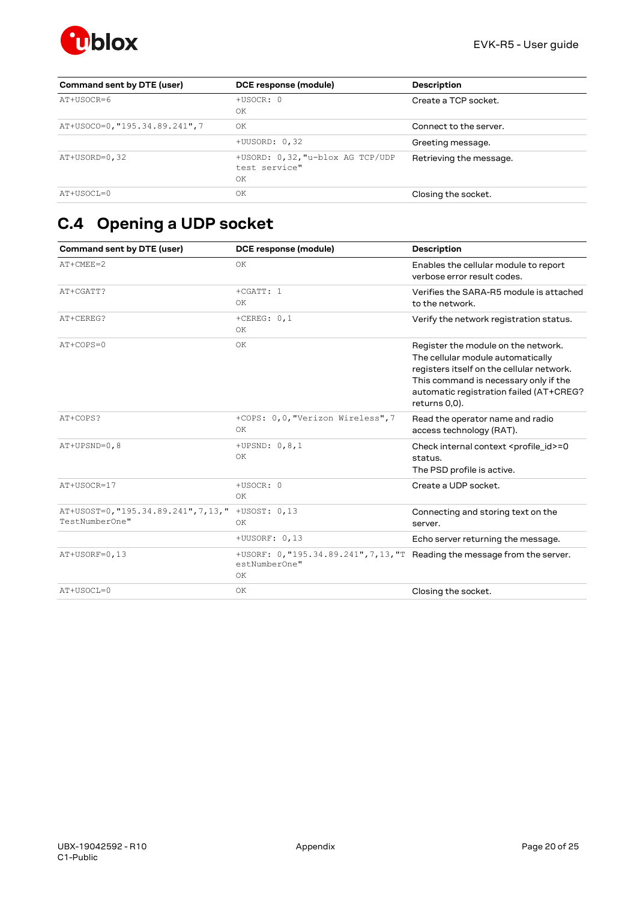| Command sent by DTE (user) | DCE response (module) | Description |
|---|---|---|
| AT+USOCR=6 | +USOCR: 0<br>OK | Create a TCP socket. |
| AT+USOCO=0,"195.34.89.241",7 | OK | Connect to the server. |
| | +UUSORD: 0,32 | Greeting message. |
| AT+USORD=0,32 | +USORD: 0,32,"u-blox AG TCP/UDP test service"<br>OK | Retrieving the message. |
| AT+USOCL=0 | OK | Closing the socket. |

## C.4 Opening a UDP socket

| Command sent by DTE (user) | DCE response (module) | Description |
|---|---|---|
| AT+CMEE=2 | OK | Enables the cellular module to report verbose error result codes. |
| AT+CGATT? | +CGATT: 1<br>OK | Verifies the SARA-R5 module is attached to the network. |
| AT+CEREG? | +CEREG: 0,1<br>OK | Verify the network registration status. |
| AT+COPS=0 | OK | Register the module on the network. The cellular module automatically registers itself on the cellular network. This command is necessary only if the automatic registration failed (AT+CREG? returns 0,0). |
| AT+COPS? | +COPS: 0,0,"Verizon Wireless",7<br>OK | Read the operator name and radio access technology (RAT). |
| AT+UPSND=0,8 | +UPSND: 0,8,1<br>OK | Check internal context <profile_id>=0 status.<br>The PSD profile is active. |
| AT+USOCR=17 | +USOCR: 0<br>OK | Create a UDP socket. |
| AT+USOST=0,"195.34.89.241",7,13,"TestNumberOne" | +USOST: 0,13<br>OK | Connecting and storing text on the server. |
| | +UUSORF: 0,13 | Echo server returning the message. |
| AT+USORF=0,13 | +USORF: 0,"195.34.89.241",7,13,"TestNumberOne"<br>OK | Reading the message from the server. |
| AT+USOCL=0 | OK | Closing the socket. |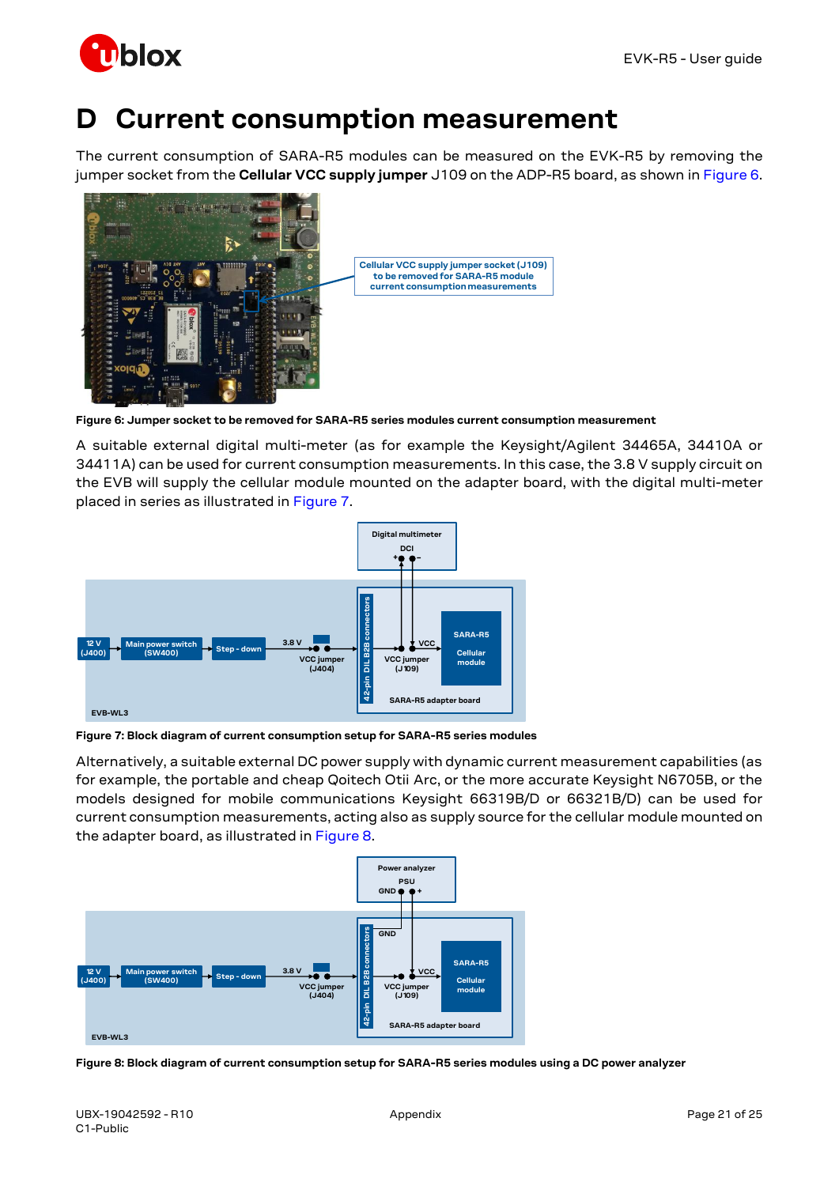# D Current consumption measurement

The current consumption of SARA-R5 modules can be measured on the EVK-R5 by removing the jumper socket from the **Cellular VCC supply jumper** J109 on the ADP-R5 board, as shown in Figure 6.

Figure 6: Jumper socket to be removed for SARA-R5 series modules current consumption measurement

A suitable external digital multi-meter (as for example the Keysight/Agilent 34465A, 34410A or 34411A) can be used for current consumption measurements. In this case, the 3.8 V supply circuit on the EVB will supply the cellular module mounted on the adapter board, with the digital multi-meter placed in series as illustrated in Figure 7.

Figure 7: Block diagram of current consumption setup for SARA-R5 series modules

Alternatively, a suitable external DC power supply with dynamic current measurement capabilities (as for example, the portable and cheap Qoitech Otii Arc, or the more accurate Keysight N6705B, or the models designed for mobile communications Keysight 66319B/D or 66321B/D) can be used for current consumption measurements, acting also as supply source for the cellular module mounted on the adapter board, as illustrated in Figure 8.

Figure 8: Block diagram of current consumption setup for SARA-R5 series modules using a DC power analyzer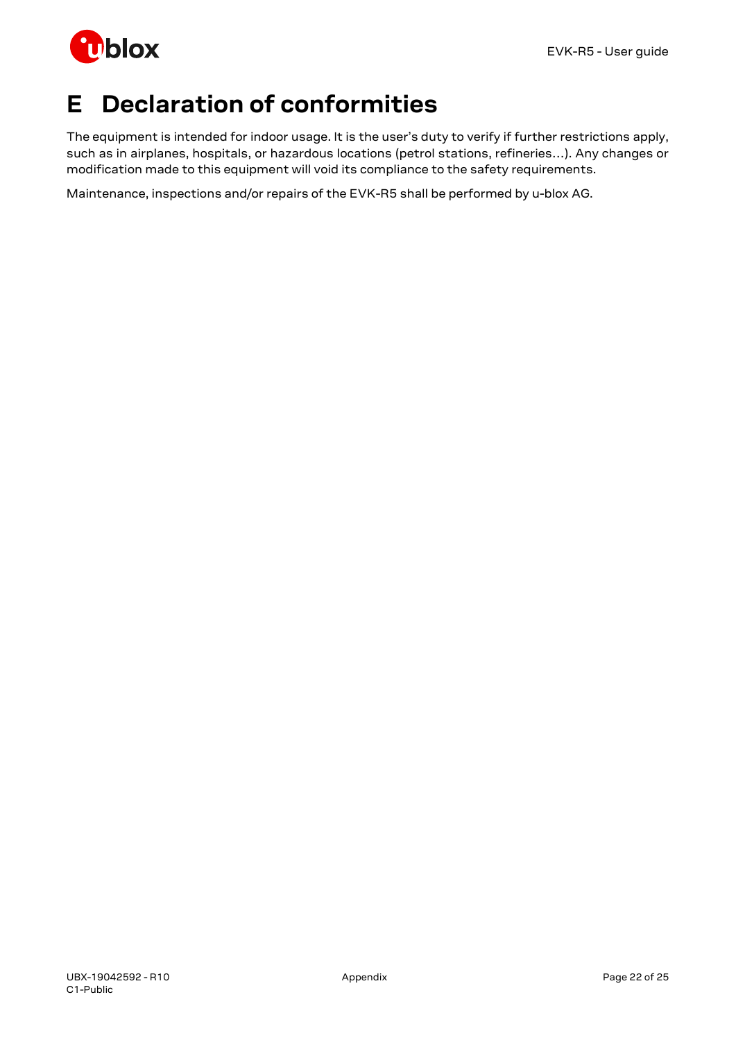# E Declaration of conformities

The equipment is intended for indoor usage. It is the user's duty to verify if further restrictions apply, such as in airplanes, hospitals, or hazardous locations (petrol stations, refineries…). Any changes or modification made to this equipment will void its compliance to the safety requirements.

Maintenance, inspections and/or repairs of the EVK-R5 shall be performed by u-blox AG.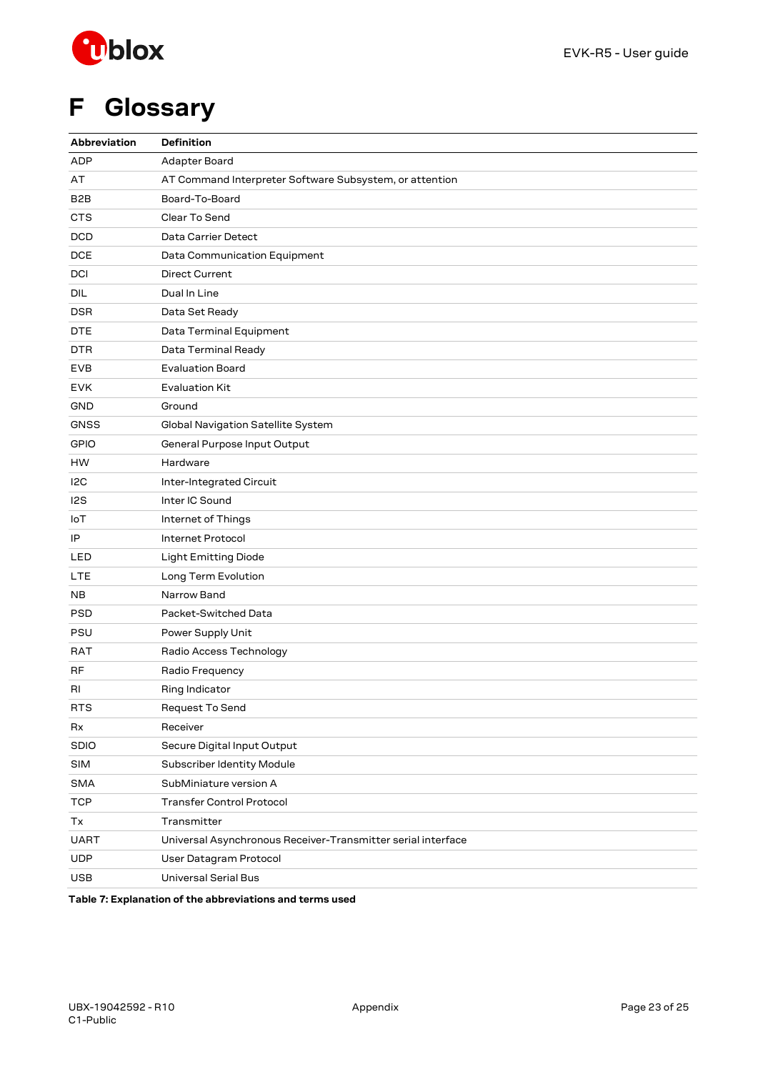# F Glossary

| Abbreviation | Definition |
| --- | --- |
| ADP | Adapter Board |
| AT | AT Command Interpreter Software Subsystem, or attention |
| B2B | Board-To-Board |
| CTS | Clear To Send |
| DCD | Data Carrier Detect |
| DCE | Data Communication Equipment |
| DCI | Direct Current |
| DIL | Dual In Line |
| DSR | Data Set Ready |
| DTE | Data Terminal Equipment |
| DTR | Data Terminal Ready |
| EVB | Evaluation Board |
| EVK | Evaluation Kit |
| GND | Ground |
| GNSS | Global Navigation Satellite System |
| GPIO | General Purpose Input Output |
| HW | Hardware |
| I2C | Inter-Integrated Circuit |
| I2S | Inter IC Sound |
| IoT | Internet of Things |
| IP | Internet Protocol |
| LED | Light Emitting Diode |
| LTE | Long Term Evolution |
| NB | Narrow Band |
| PSD | Packet-Switched Data |
| PSU | Power Supply Unit |
| RAT | Radio Access Technology |
| RF | Radio Frequency |
| RI | Ring Indicator |
| RTS | Request To Send |
| Rx | Receiver |
| SDIO | Secure Digital Input Output |
| SIM | Subscriber Identity Module |
| SMA | SubMiniature version A |
| TCP | Transfer Control Protocol |
| Tx | Transmitter |
| UART | Universal Asynchronous Receiver-Transmitter serial interface |
| UDP | User Datagram Protocol |
| USB | Universal Serial Bus |

**Table 7: Explanation of the abbreviations and terms used**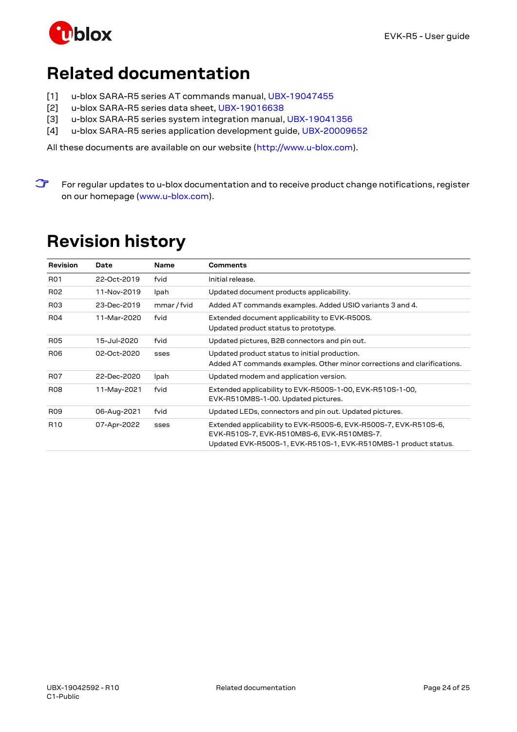# Related documentation

[1] u-blox SARA-R5 series AT commands manual, UBX-19047455
[2] u-blox SARA-R5 series data sheet, UBX-19016638
[3] u-blox SARA-R5 series system integration manual, UBX-19041356
[4] u-blox SARA-R5 series application development guide, UBX-20009652

All these documents are available on our website (http://www.u-blox.com).

☞ For regular updates to u-blox documentation and to receive product change notifications, register on our homepage (www.u-blox.com).

# Revision history

| Revision | Date | Name | Comments |
|---|---|---|---|
| R01 | 22-Oct-2019 | fvid | Initial release. |
| R02 | 11-Nov-2019 | lpah | Updated document products applicability. |
| R03 | 23-Dec-2019 | mmar / fvid | Added AT commands examples. Added USIO variants 3 and 4. |
| R04 | 11-Mar-2020 | fvid | Extended document applicability to EVK-R500S.<br>Updated product status to prototype. |
| R05 | 15-Jul-2020 | fvid | Updated pictures, B2B connectors and pin out. |
| R06 | 02-Oct-2020 | sses | Updated product status to initial production.<br>Added AT commands examples. Other minor corrections and clarifications. |
| R07 | 22-Dec-2020 | lpah | Updated modem and application version. |
| R08 | 11-May-2021 | fvid | Extended applicability to EVK-R500S-1-00, EVK-R510S-1-00, EVK-R510M8S-1-00. Updated pictures. |
| R09 | 06-Aug-2021 | fvid | Updated LEDs, connectors and pin out. Updated pictures. |
| R10 | 07-Apr-2022 | sses | Extended applicability to EVK-R500S-6, EVK-R500S-7, EVK-R510S-6, EVK-R510S-7, EVK-R510M8S-6, EVK-R510M8S-7.<br>Updated EVK-R500S-1, EVK-R510S-1, EVK-R510M8S-1 product status. |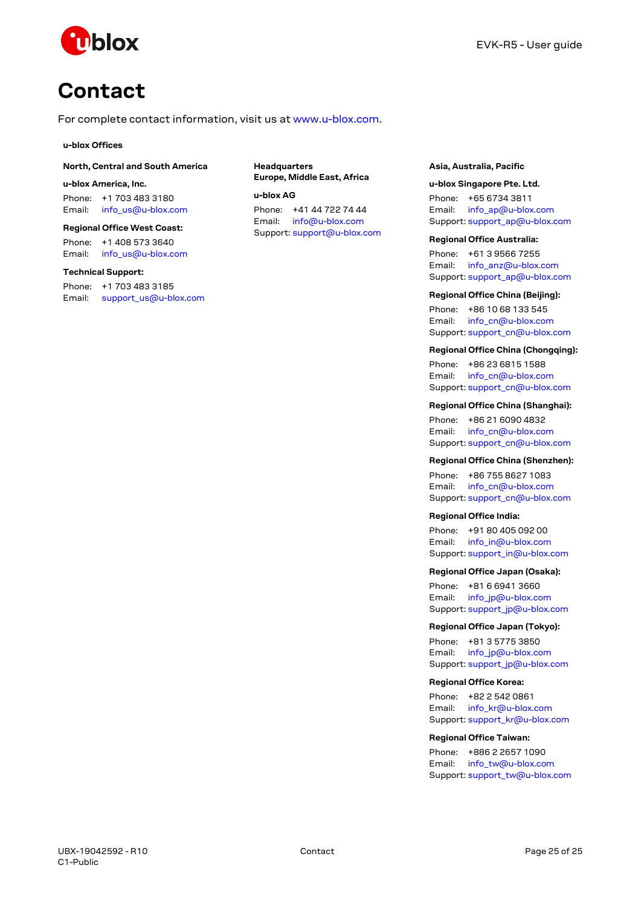# Contact

For complete contact information, visit us at www.u-blox.com.

**u-blox Offices**

**North, Central and South America**

**u-blox America, Inc.**

Phone: +1 703 483 3180
Email: info_us@u-blox.com

**Regional Office West Coast:**

Phone: +1 408 573 3640
Email: info_us@u-blox.com

**Technical Support:**

Phone: +1 703 483 3185
Email: support_us@u-blox.com

**Headquarters**
**Europe, Middle East, Africa**

**u-blox AG**

Phone: +41 44 722 74 44
Email: info@u-blox.com
Support: support@u-blox.com

**Asia, Australia, Pacific**

**u-blox Singapore Pte. Ltd.**

Phone: +65 6734 3811
Email: info_ap@u-blox.com
Support: support_ap@u-blox.com

**Regional Office Australia:**

Phone: +61 3 9566 7255
Email: info_anz@u-blox.com
Support: support_ap@u-blox.com

**Regional Office China (Beijing):**

Phone: +86 10 68 133 545
Email: info_cn@u-blox.com
Support: support_cn@u-blox.com

**Regional Office China (Chongqing):**

Phone: +86 23 6815 1588
Email: info_cn@u-blox.com
Support: support_cn@u-blox.com

**Regional Office China (Shanghai):**

Phone: +86 21 6090 4832
Email: info_cn@u-blox.com
Support: support_cn@u-blox.com

**Regional Office China (Shenzhen):**

Phone: +86 755 8627 1083
Email: info_cn@u-blox.com
Support: support_cn@u-blox.com

**Regional Office India:**

Phone: +91 80 405 092 00
Email: info_in@u-blox.com
Support: support_in@u-blox.com

**Regional Office Japan (Osaka):**

Phone: +81 6 6941 3660
Email: info_jp@u-blox.com
Support: support_jp@u-blox.com

**Regional Office Japan (Tokyo):**

Phone: +81 3 5775 3850
Email: info_jp@u-blox.com
Support: support_jp@u-blox.com

**Regional Office Korea:**

Phone: +82 2 542 0861
Email: info_kr@u-blox.com
Support: support_kr@u-blox.com

**Regional Office Taiwan:**

Phone: +886 2 2657 1090
Email: info_tw@u-blox.com
Support: support_tw@u-blox.com